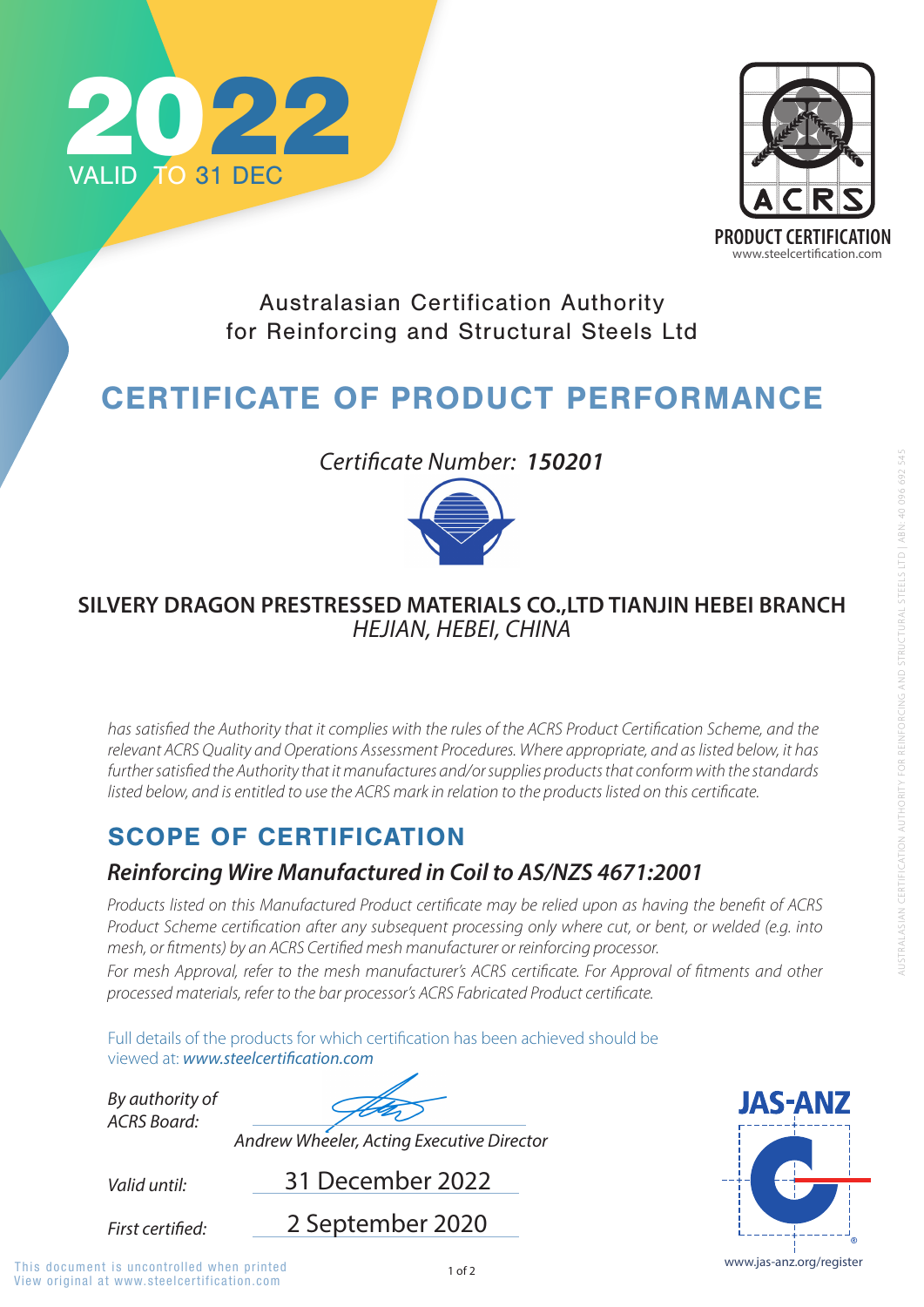2022
VALID TO 31 DEC

ACRS
PRODUCT CERTIFICATION
www.steelcertification.com

Australasian Certification Authority
for Reinforcing and Structural Steels Ltd

# CERTIFICATE OF PRODUCT PERFORMANCE

*Certificate Number:* ***150201***

**SILVERY DRAGON PRESTRESSED MATERIALS CO.,LTD TIANJIN HEBEI BRANCH**
*HEJIAN, HEBEI, CHINA*

*has satisfied the Authority that it complies with the rules of the ACRS Product Certification Scheme, and the relevant ACRS Quality and Operations Assessment Procedures. Where appropriate, and as listed below, it has further satisfied the Authority that it manufactures and/or supplies products that conform with the standards listed below, and is entitled to use the ACRS mark in relation to the products listed on this certificate.*

## SCOPE OF CERTIFICATION

### *Reinforcing Wire Manufactured in Coil to AS/NZS 4671:2001*

*Products listed on this Manufactured Product certificate may be relied upon as having the benefit of ACRS Product Scheme certification after any subsequent processing only where cut, or bent, or welded (e.g. into mesh, or fitments) by an ACRS Certified mesh manufacturer or reinforcing processor.*
*For mesh Approval, refer to the mesh manufacturer's ACRS certificate. For Approval of fitments and other processed materials, refer to the bar processor's ACRS Fabricated Product certificate.*

Full details of the products for which certification has been achieved should be viewed at: *www.steelcertification.com*

*By authority of ACRS Board:*

*Andrew Wheeler, Acting Executive Director*

*Valid until:* 31 December 2022

*First certified:* 2 September 2020

JAS-ANZ
www.jas-anz.org/register

This document is uncontrolled when printed
View original at www.steelcertification.com

AUSTRALASIAN CERTIFICATION AUTHORITY FOR REINFORCING AND STRUCTURAL STEELS LTD | ABN: 40 096 692 545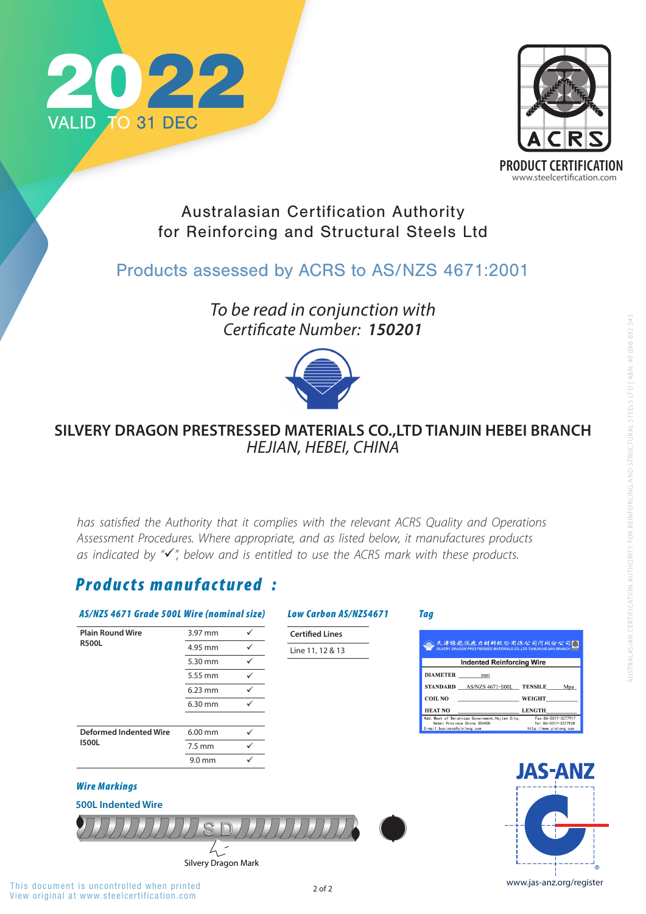2022
VALID TO 31 DEC

PRODUCT CERTIFICATION
www.steelcertification.com

# Australasian Certification Authority for Reinforcing and Structural Steels Ltd

## Products assessed by ACRS to AS/NZS 4671:2001

*To be read in conjunction with Certificate Number: **150201***

**SILVERY DRAGON PRESTRESSED MATERIALS CO.,LTD TIANJIN HEBEI BRANCH**
*HEJIAN, HEBEI, CHINA*

*has satisfied the Authority that it complies with the relevant ACRS Quality and Operations Assessment Procedures. Where appropriate, and as listed below, it manufactures products as indicated by "✓", below and is entitled to use the ACRS mark with these products.*

## *Products manufactured :*

**AS/NZS 4671 Grade 500L Wire (nominal size)**

| | | |
|---|---|---|
| **Plain Round Wire R500L** | 3.97 mm | ✓ |
| | 4.95 mm | ✓ |
| | 5.30 mm | ✓ |
| | 5.55 mm | ✓ |
| | 6.23 mm | ✓ |
| | 6.30 mm | ✓ |
| **Deformed Indented Wire I500L** | 6.00 mm | ✓ |
| | 7.5 mm | ✓ |
| | 9.0 mm | ✓ |

**Low Carbon AS/NZS4671**

| Certified Lines |
|---|
| Line 11, 12 & 13 |

**Tag**

天津银龙预应力材料股份有限公司河间分公司
SILVERY DRAGON PRESTRESSED MATERIALS CO.,LTD TIANJIN,HEJIAN BRANCH

Indented Reinforcing Wire

DIAMETER ______ mm
STANDARD AS/NZS 4671-500L TENSILE ______ Mpa
COIL NO ______ WEIGHT ______
HEAT NO ______ LENGTH ______

Add: West of Beishicao Government, Hejian City, Hebei Province China 300400 Fax:86-0317-3277917
E-mail:business@yinlong.com Tel:86-0317-3277928 http://www.yinlong.com

**Wire Markings**

**500L Indented Wire**

SD

Silvery Dragon Mark

JAS-ANZ
www.jas-anz.org/register

This document is uncontrolled when printed
View original at www.steelcertification.com

AUSTRALASIAN CERTIFICATION AUTHORITY FOR REINFORCING AND STRUCTURAL STEELS LTD | ABN: 40 096 692 545